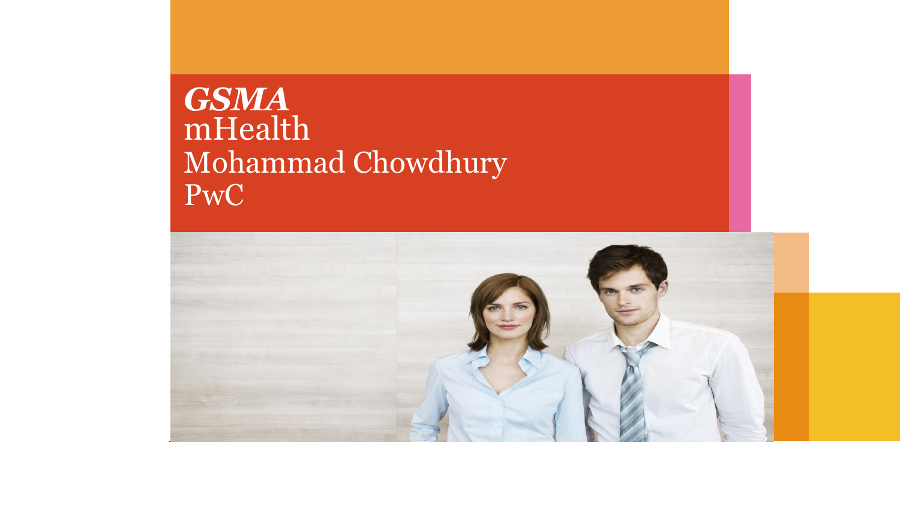# *GSMA*

mHealth

Mohammad Chowdhury

PwC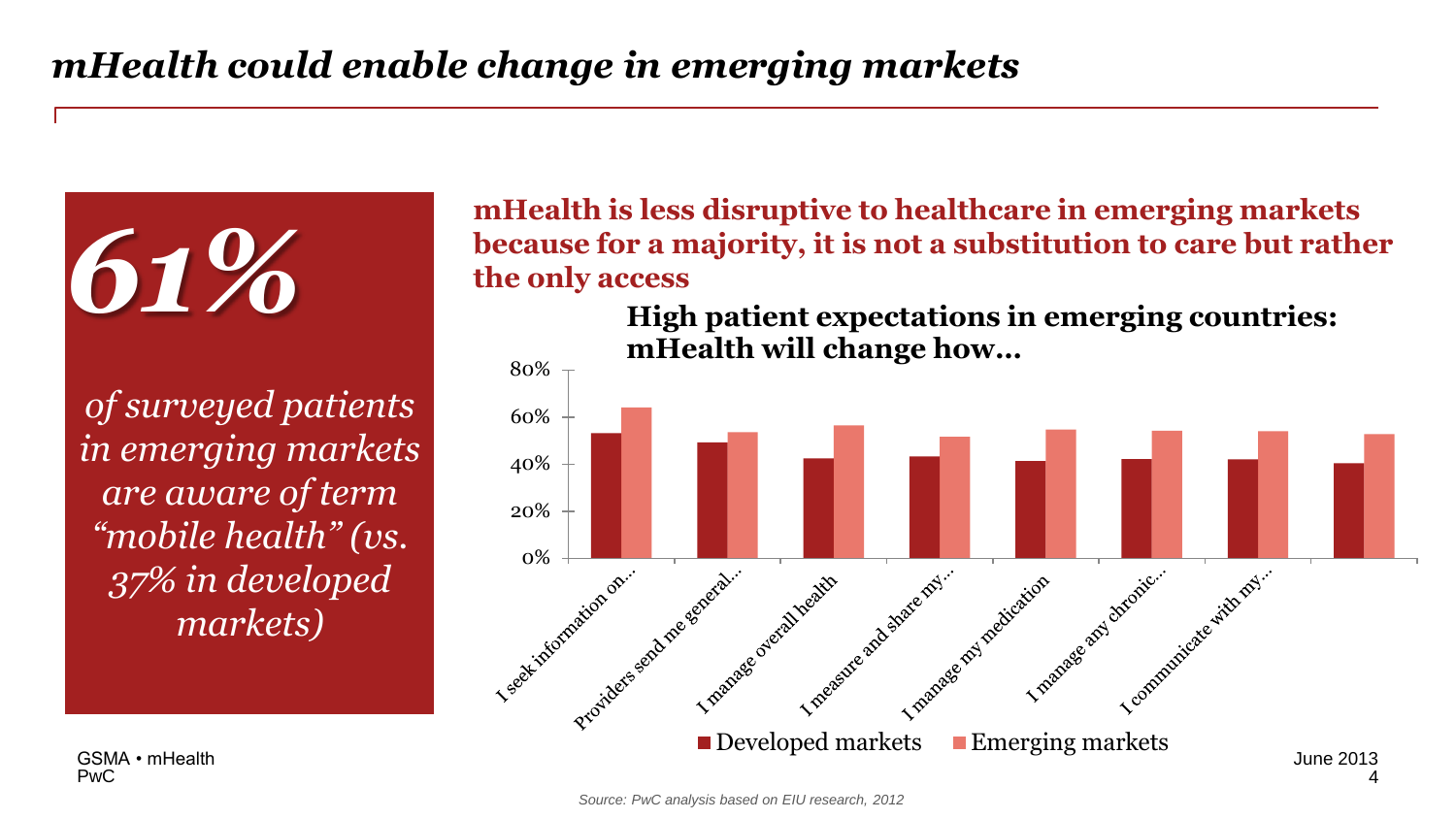# mHealth could enable change in emerging markets

***61%***

*of surveyed patients in emerging markets are aware of term "mobile health" (vs. 37% in developed markets)*

**mHealth is less disruptive to healthcare in emerging markets because for a majority, it is not a substitution to care but rather the only access**

**High patient expectations in emerging countries: mHealth will change how…**

| | Developed markets | Emerging markets |
|---|---|---|
| I seek information on… | ~53% | ~64% |
| Providers send me general… | ~49% | ~54% |
| I manage overall health | ~43% | ~56% |
| I measure and share my… | ~43% | ~52% |
| I manage my medication | ~41% | ~55% |
| I manage any chronic… | ~42% | ~54% |
| I communicate with my… | ~42% | ~54% |
| (unlabeled) | ~40% | ~53% |

GSMA • mHealth
PwC

June 2013

*Source: PwC analysis based on EIU research, 2012*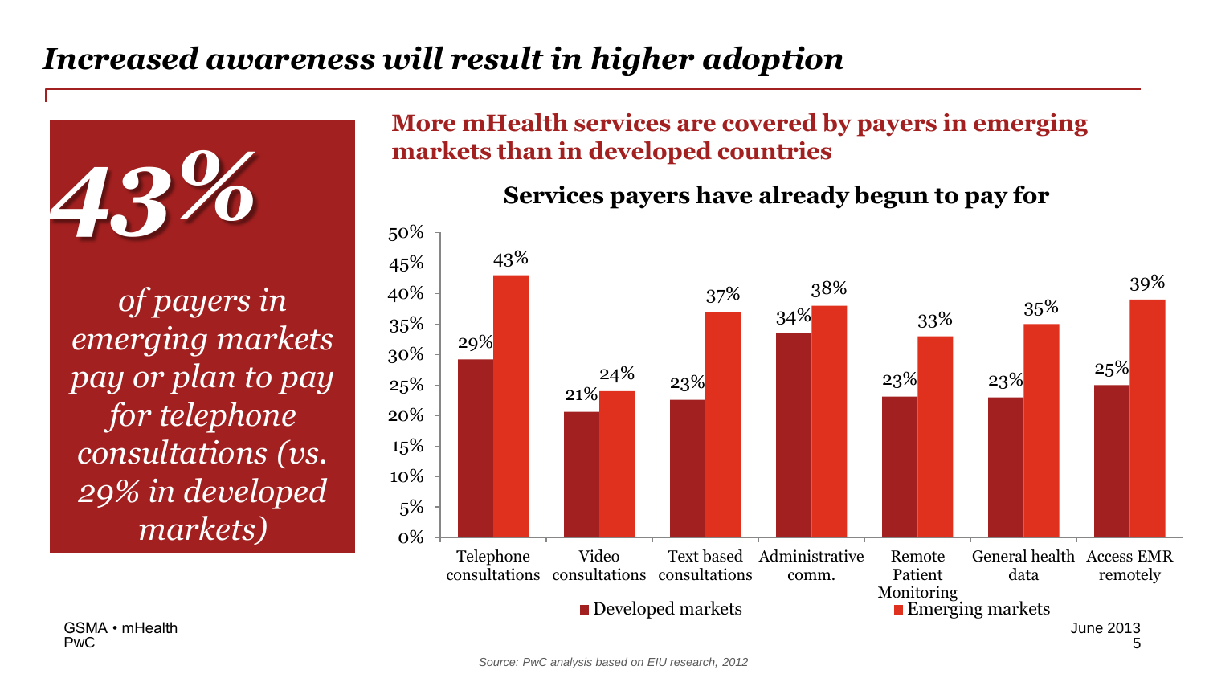# *Increased awareness will result in higher adoption*

***43%***

*of payers in emerging markets pay or plan to pay for telephone consultations (vs. 29% in developed markets)*

## More mHealth services are covered by payers in emerging markets than in developed countries

### Services payers have already begun to pay for

| Service | Developed markets | Emerging markets |
|---|---|---|
| Telephone consultations | 29% | 43% |
| Video consultations | 21% | 24% |
| Text based consultations | 23% | 37% |
| Administrative comm. | 34% | 38% |
| Remote Patient Monitoring | 23% | 33% |
| General health data | 23% | 35% |
| Access EMR remotely | 25% | 39% |

GSMA • mHealth
PwC

June 2013

*Source: PwC analysis based on EIU research, 2012*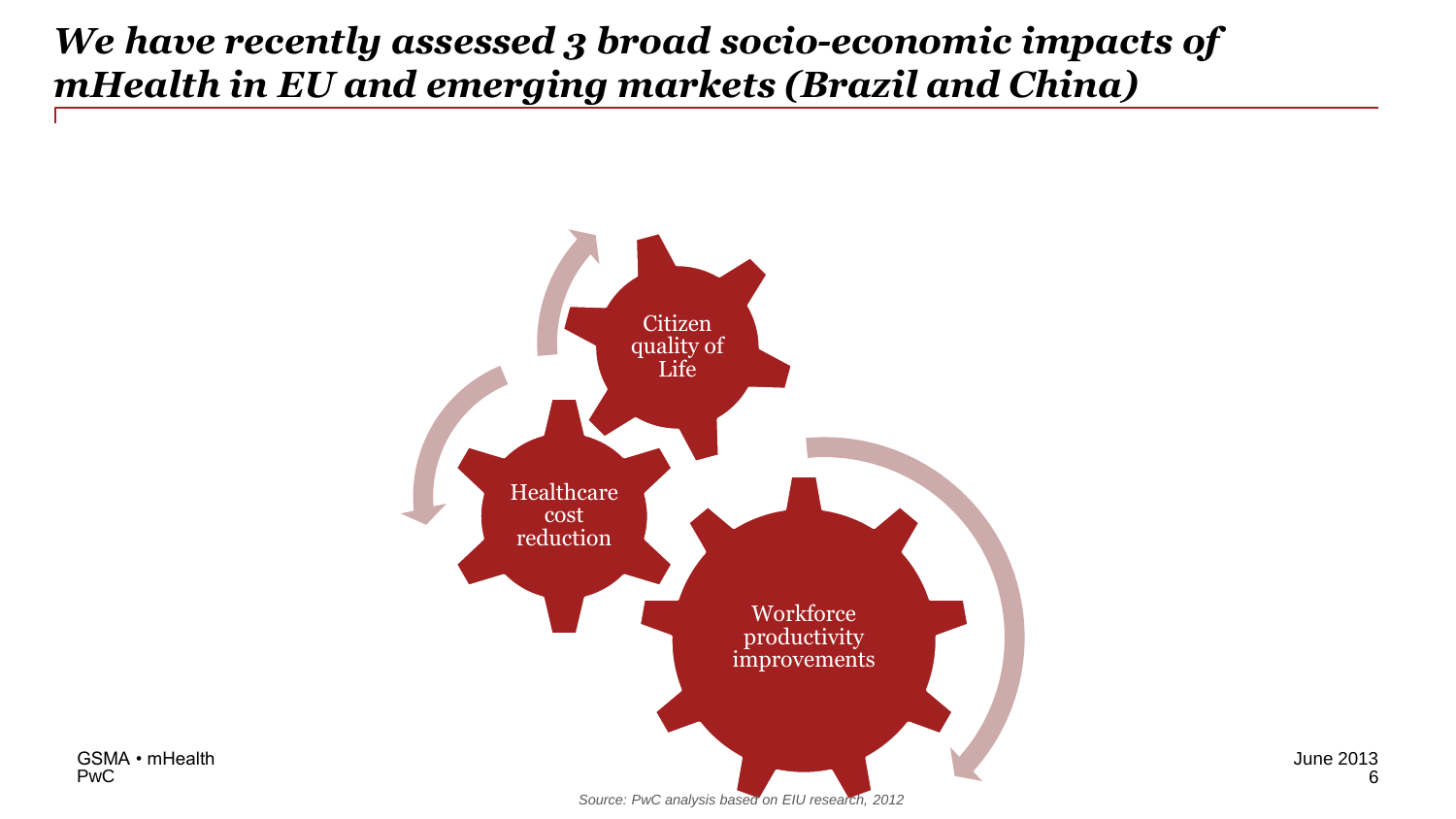# *We have recently assessed 3 broad socio-economic impacts of mHealth in EU and emerging markets (Brazil and China)*

- Citizen quality of Life
- Healthcare cost reduction
- Workforce productivity improvements

*Source: PwC analysis based on EIU research, 2012*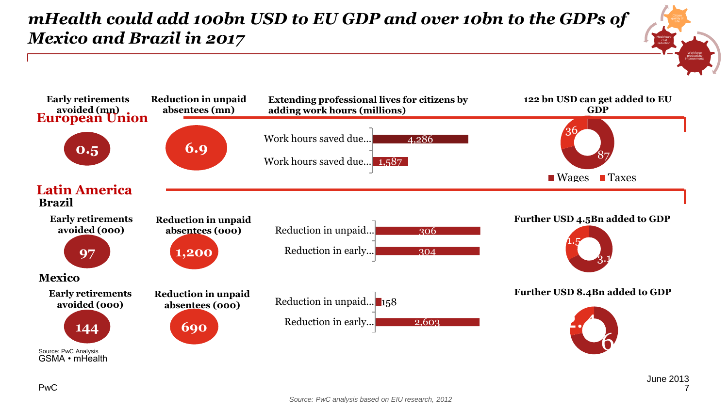# *mHealth could add 100bn USD to EU GDP and over 10bn to the GDPs of Mexico and Brazil in 2017*

## European Union

**Early retirements avoided (mn)**

0.5

**Reduction in unpaid absentees (mn)**

6.9

**Extending professional lives for citizens by adding work hours (millions)**

- Work hours saved due... 4,286
- Work hours saved due... 1,587

**122 bn USD can get added to EU GDP**

- Wages: 87
- Taxes: 36

## Latin America

### Brazil

**Early retirements avoided (000)**

97

**Reduction in unpaid absentees (000)**

1,200

- Reduction in unpaid... 306
- Reduction in early... 304

**Further USD 4.5Bn added to GDP**

- 3.1
- 1.5

### Mexico

**Early retirements avoided (000)**

144

**Reduction in unpaid absentees (000)**

690

- Reduction in unpaid... 158
- Reduction in early... 2,603

**Further USD 8.4Bn added to GDP**

- 6
- 4

Source: PwC Analysis

GSMA • mHealth

PwC

June 2013

Source: PwC analysis based on EIU research, 2012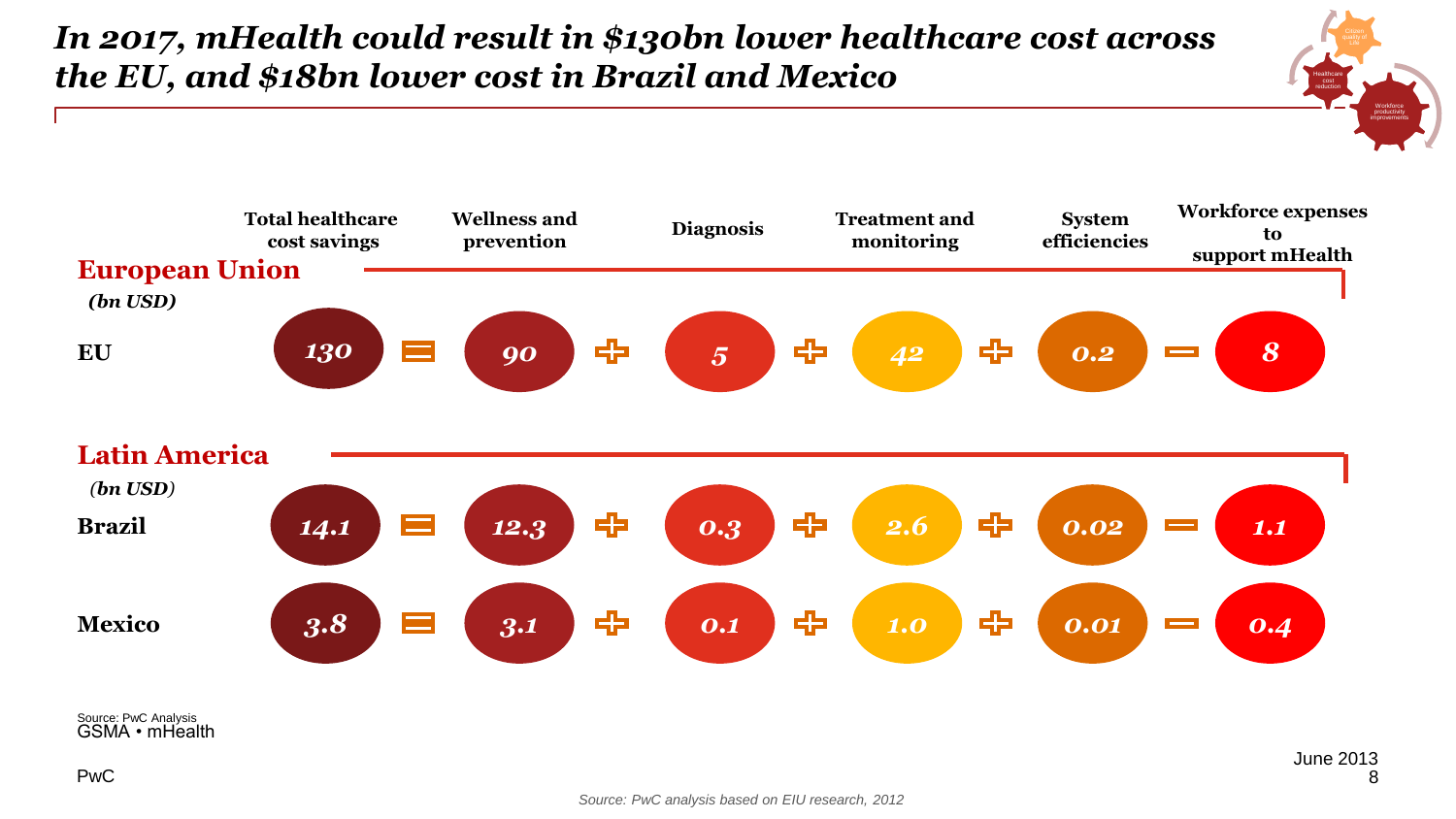# *In 2017, mHealth could result in $130bn lower healthcare cost across the EU, and $18bn lower cost in Brazil and Mexico*

## European Union

*(bn USD)*

| | Total healthcare cost savings | | Wellness and prevention | | Diagnosis | | Treatment and monitoring | | System efficiencies | | Workforce expenses to support mHealth |
|---|---|---|---|---|---|---|---|---|---|---|---|
| **EU** | *130* | = | *90* | + | *5* | + | *42* | + | *0.2* | − | *8* |

## Latin America

*(bn USD)*

| | Total healthcare cost savings | | Wellness and prevention | | Diagnosis | | Treatment and monitoring | | System efficiencies | | Workforce expenses to support mHealth |
|---|---|---|---|---|---|---|---|---|---|---|---|
| **Brazil** | *14.1* | = | *12.3* | + | *0.3* | + | *2.6* | + | *0.02* | − | *1.1* |
| **Mexico** | *3.8* | = | *3.1* | + | *0.1* | + | *1.0* | + | *0.01* | − | *0.4* |

Source: PwC Analysis

*Source: PwC analysis based on EIU research, 2012*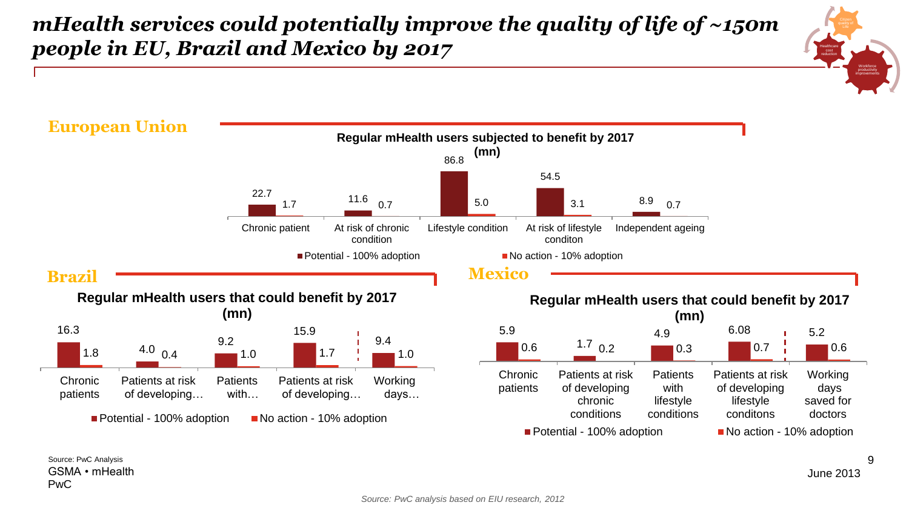# *mHealth services could potentially improve the quality of life of ~150m people in EU, Brazil and Mexico by 2017*

## European Union

**Regular mHealth users subjected to benefit by 2017 (mn)**

| | Potential - 100% adoption | No action - 10% adoption |
|---|---|---|
| Chronic patient | 22.7 | 1.7 |
| At risk of chronic condition | 11.6 | 0.7 |
| Lifestyle condition | 86.8 | 5.0 |
| At risk of lifestyle conditon | 54.5 | 3.1 |
| Independent ageing | 8.9 | 0.7 |

## Brazil

**Regular mHealth users that could benefit by 2017 (mn)**

| | Potential - 100% adoption | No action - 10% adoption |
|---|---|---|
| Chronic patients | 16.3 | 1.8 |
| Patients at risk of developing… | 4.0 | 0.4 |
| Patients with… | 9.2 | 1.0 |
| Patients at risk of developing… | 15.9 | 1.7 |
| Working days… | 9.4 | 1.0 |

## Mexico

**Regular mHealth users that could benefit by 2017 (mn)**

| | Potential - 100% adoption | No action - 10% adoption |
|---|---|---|
| Chronic patients | 5.9 | 0.6 |
| Patients at risk of developing chronic conditions | 1.7 | 0.2 |
| Patients with lifestyle conditions | 4.9 | 0.3 |
| Patients at risk of developing lifestyle conditons | 6.08 | 0.7 |
| Working days saved for doctors | 5.2 | 0.6 |

Source: PwC Analysis

GSMA • mHealth
PwC

June 2013

*Source: PwC analysis based on EIU research, 2012*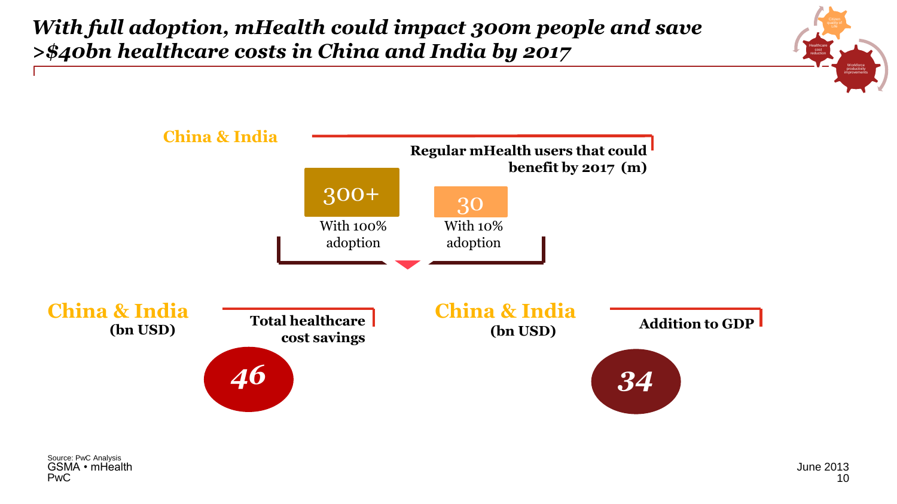# *With full adoption, mHealth could impact 300m people and save >$40bn healthcare costs in China and India by 2017*

**China & India**

**Regular mHealth users that could benefit by 2017 (m)**

| 300+ | 30 |
| --- | --- |
| With 100% adoption | With 10% adoption |

**China & India**
**(bn USD)**

**Total healthcare cost savings**

***46***

**China & India**
**(bn USD)**

**Addition to GDP**

***34***

Source: PwC Analysis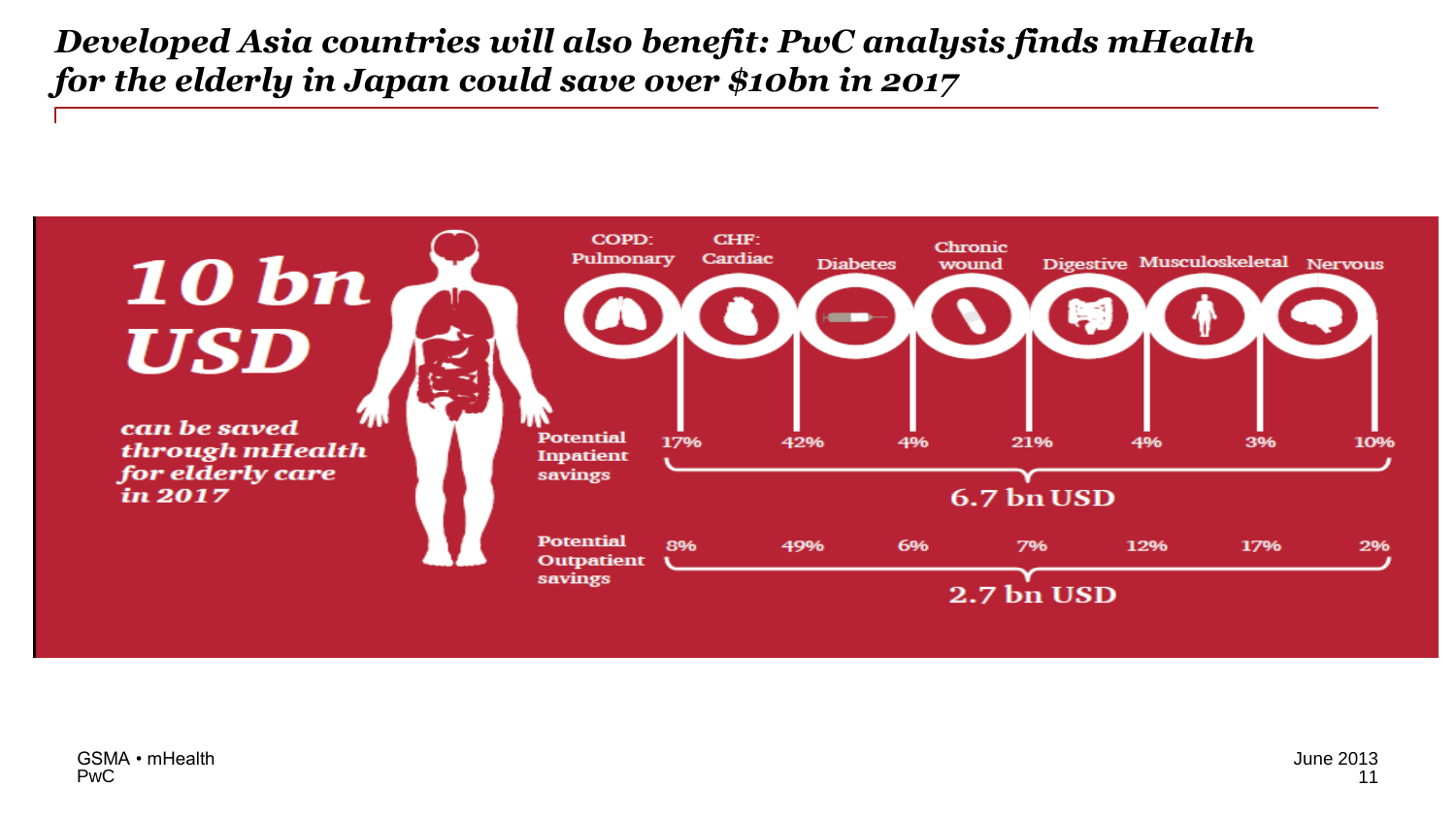# *Developed Asia countries will also benefit: PwC analysis finds mHealth for the elderly in Japan could save over $10bn in 2017*

**10 bn USD**

*can be saved through mHealth for elderly care in 2017*

| | COPD: Pulmonary | CHF: Cardiac | Diabetes | Chronic wound | Digestive | Musculoskeletal | Nervous | Total |
|---|---|---|---|---|---|---|---|---|
| Potential Inpatient savings | 17% | 42% | 4% | 21% | 4% | 3% | 10% | 6.7 bn USD |
| Potential Outpatient savings | 8% | 49% | 6% | 7% | 12% | 17% | 2% | 2.7 bn USD |

GSMA • mHealth
PwC

June 2013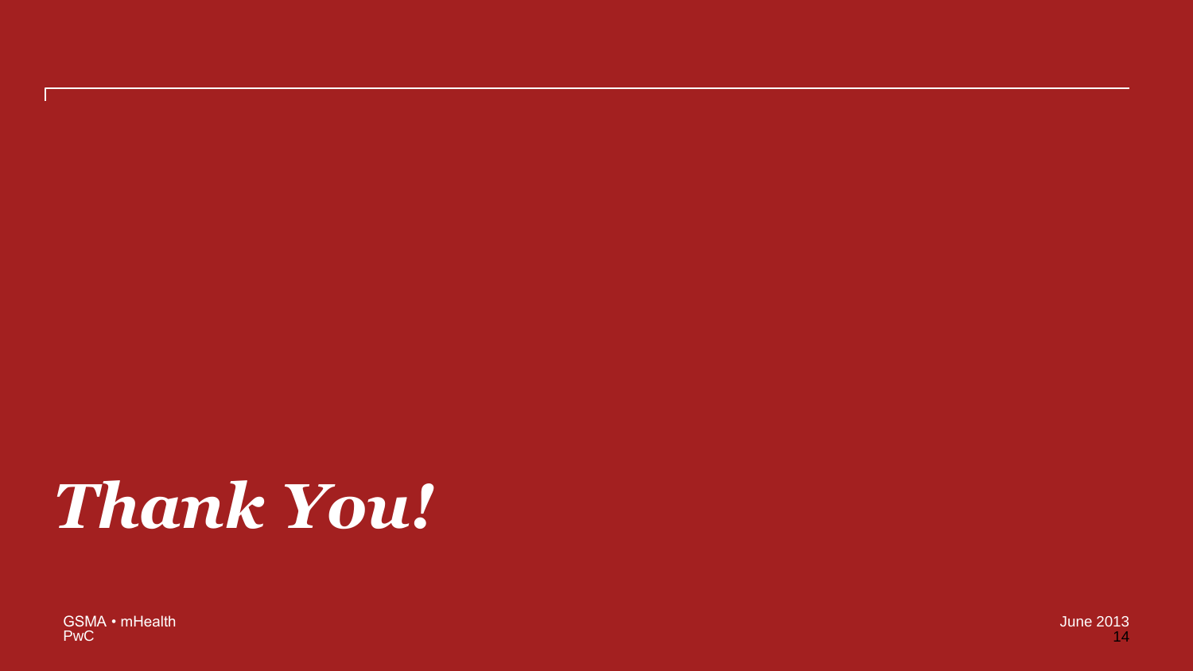# *Thank You!*